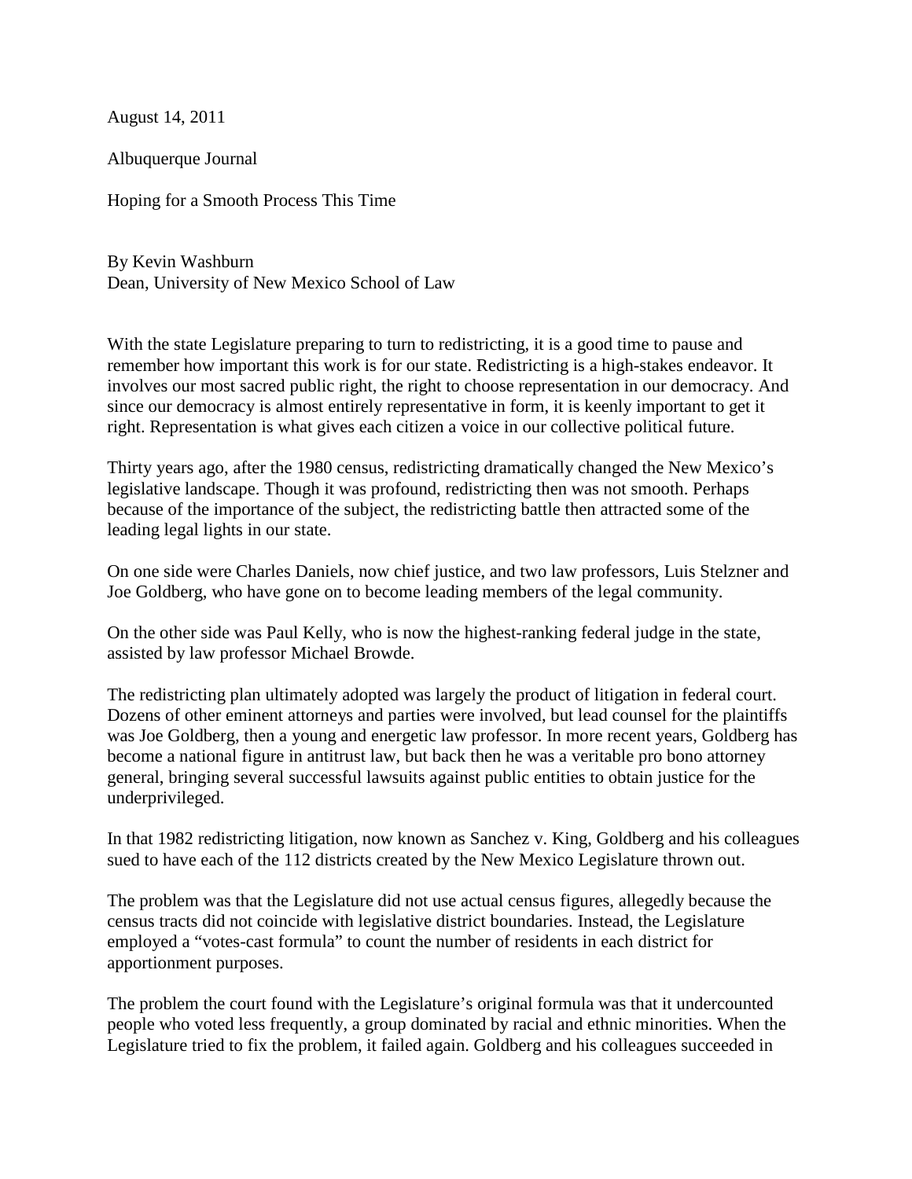August 14, 2011

Albuquerque Journal

Hoping for a Smooth Process This Time

By Kevin Washburn
Dean, University of New Mexico School of Law

With the state Legislature preparing to turn to redistricting, it is a good time to pause and remember how important this work is for our state. Redistricting is a high-stakes endeavor. It involves our most sacred public right, the right to choose representation in our democracy. And since our democracy is almost entirely representative in form, it is keenly important to get it right. Representation is what gives each citizen a voice in our collective political future.

Thirty years ago, after the 1980 census, redistricting dramatically changed the New Mexico's legislative landscape. Though it was profound, redistricting then was not smooth. Perhaps because of the importance of the subject, the redistricting battle then attracted some of the leading legal lights in our state.

On one side were Charles Daniels, now chief justice, and two law professors, Luis Stelzner and Joe Goldberg, who have gone on to become leading members of the legal community.

On the other side was Paul Kelly, who is now the highest-ranking federal judge in the state, assisted by law professor Michael Browde.

The redistricting plan ultimately adopted was largely the product of litigation in federal court. Dozens of other eminent attorneys and parties were involved, but lead counsel for the plaintiffs was Joe Goldberg, then a young and energetic law professor. In more recent years, Goldberg has become a national figure in antitrust law, but back then he was a veritable pro bono attorney general, bringing several successful lawsuits against public entities to obtain justice for the underprivileged.

In that 1982 redistricting litigation, now known as Sanchez v. King, Goldberg and his colleagues sued to have each of the 112 districts created by the New Mexico Legislature thrown out.

The problem was that the Legislature did not use actual census figures, allegedly because the census tracts did not coincide with legislative district boundaries. Instead, the Legislature employed a "votes-cast formula" to count the number of residents in each district for apportionment purposes.

The problem the court found with the Legislature's original formula was that it undercounted people who voted less frequently, a group dominated by racial and ethnic minorities. When the Legislature tried to fix the problem, it failed again. Goldberg and his colleagues succeeded in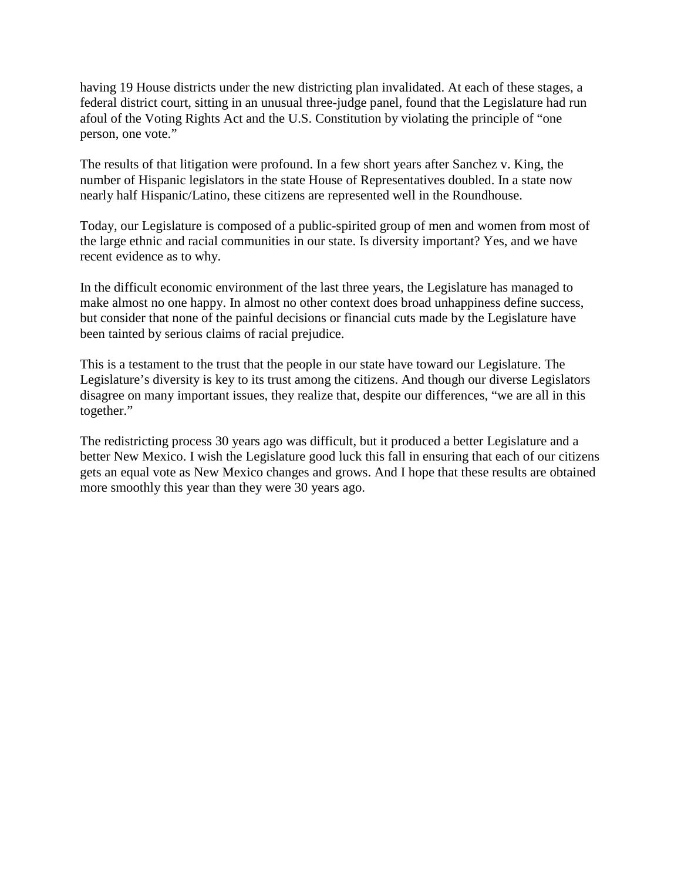having 19 House districts under the new districting plan invalidated. At each of these stages, a federal district court, sitting in an unusual three-judge panel, found that the Legislature had run afoul of the Voting Rights Act and the U.S. Constitution by violating the principle of "one person, one vote."

The results of that litigation were profound. In a few short years after Sanchez v. King, the number of Hispanic legislators in the state House of Representatives doubled. In a state now nearly half Hispanic/Latino, these citizens are represented well in the Roundhouse.

Today, our Legislature is composed of a public-spirited group of men and women from most of the large ethnic and racial communities in our state. Is diversity important? Yes, and we have recent evidence as to why.

In the difficult economic environment of the last three years, the Legislature has managed to make almost no one happy. In almost no other context does broad unhappiness define success, but consider that none of the painful decisions or financial cuts made by the Legislature have been tainted by serious claims of racial prejudice.

This is a testament to the trust that the people in our state have toward our Legislature. The Legislature's diversity is key to its trust among the citizens. And though our diverse Legislators disagree on many important issues, they realize that, despite our differences, "we are all in this together."

The redistricting process 30 years ago was difficult, but it produced a better Legislature and a better New Mexico. I wish the Legislature good luck this fall in ensuring that each of our citizens gets an equal vote as New Mexico changes and grows. And I hope that these results are obtained more smoothly this year than they were 30 years ago.